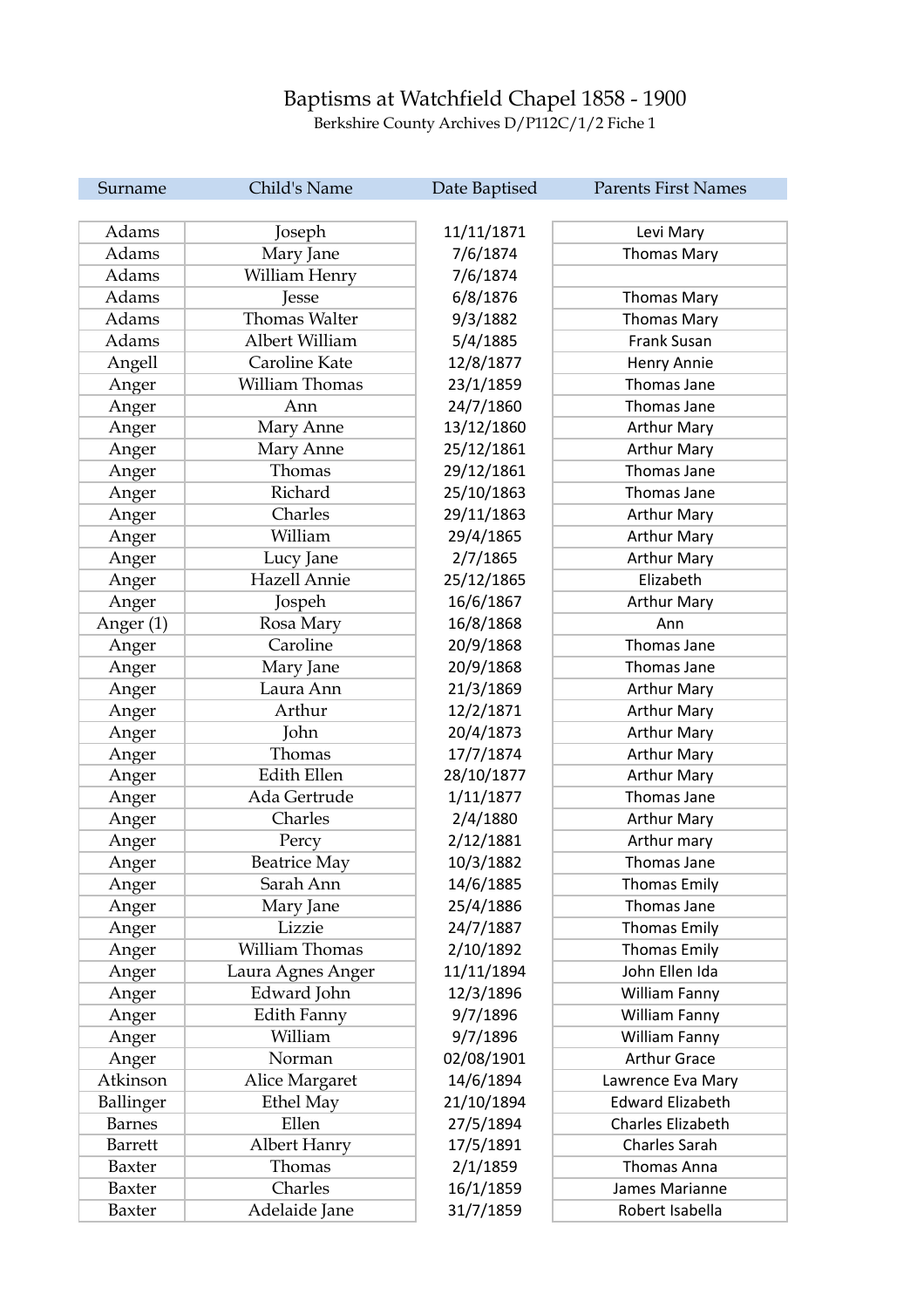# Baptisms at Watchfield Chapel 1858 - 1900

Berkshire County Archives D/P112C/1/2 Fiche 1

| Surname | Child's Name | Date Baptised | Parents First Names |
|---|---|---|---|
| Adams | Joseph | 11/11/1871 | Levi Mary |
| Adams | Mary Jane | 7/6/1874 | Thomas Mary |
| Adams | William Henry | 7/6/1874 | |
| Adams | Jesse | 6/8/1876 | Thomas Mary |
| Adams | Thomas Walter | 9/3/1882 | Thomas Mary |
| Adams | Albert William | 5/4/1885 | Frank Susan |
| Angell | Caroline Kate | 12/8/1877 | Henry Annie |
| Anger | William Thomas | 23/1/1859 | Thomas Jane |
| Anger | Ann | 24/7/1860 | Thomas Jane |
| Anger | Mary Anne | 13/12/1860 | Arthur Mary |
| Anger | Mary Anne | 25/12/1861 | Arthur Mary |
| Anger | Thomas | 29/12/1861 | Thomas Jane |
| Anger | Richard | 25/10/1863 | Thomas Jane |
| Anger | Charles | 29/11/1863 | Arthur Mary |
| Anger | William | 29/4/1865 | Arthur Mary |
| Anger | Lucy Jane | 2/7/1865 | Arthur Mary |
| Anger | Hazell Annie | 25/12/1865 | Elizabeth |
| Anger | Jospeh | 16/6/1867 | Arthur Mary |
| Anger (1) | Rosa Mary | 16/8/1868 | Ann |
| Anger | Caroline | 20/9/1868 | Thomas Jane |
| Anger | Mary Jane | 20/9/1868 | Thomas Jane |
| Anger | Laura Ann | 21/3/1869 | Arthur Mary |
| Anger | Arthur | 12/2/1871 | Arthur Mary |
| Anger | John | 20/4/1873 | Arthur Mary |
| Anger | Thomas | 17/7/1874 | Arthur Mary |
| Anger | Edith Ellen | 28/10/1877 | Arthur Mary |
| Anger | Ada Gertrude | 1/11/1877 | Thomas Jane |
| Anger | Charles | 2/4/1880 | Arthur Mary |
| Anger | Percy | 2/12/1881 | Arthur mary |
| Anger | Beatrice May | 10/3/1882 | Thomas Jane |
| Anger | Sarah Ann | 14/6/1885 | Thomas Emily |
| Anger | Mary Jane | 25/4/1886 | Thomas Jane |
| Anger | Lizzie | 24/7/1887 | Thomas Emily |
| Anger | William Thomas | 2/10/1892 | Thomas Emily |
| Anger | Laura Agnes Anger | 11/11/1894 | John Ellen Ida |
| Anger | Edward John | 12/3/1896 | William Fanny |
| Anger | Edith Fanny | 9/7/1896 | William Fanny |
| Anger | William | 9/7/1896 | William Fanny |
| Anger | Norman | 02/08/1901 | Arthur Grace |
| Atkinson | Alice Margaret | 14/6/1894 | Lawrence Eva Mary |
| Ballinger | Ethel May | 21/10/1894 | Edward Elizabeth |
| Barnes | Ellen | 27/5/1894 | Charles Elizabeth |
| Barrett | Albert Hanry | 17/5/1891 | Charles Sarah |
| Baxter | Thomas | 2/1/1859 | Thomas Anna |
| Baxter | Charles | 16/1/1859 | James Marianne |
| Baxter | Adelaide Jane | 31/7/1859 | Robert Isabella |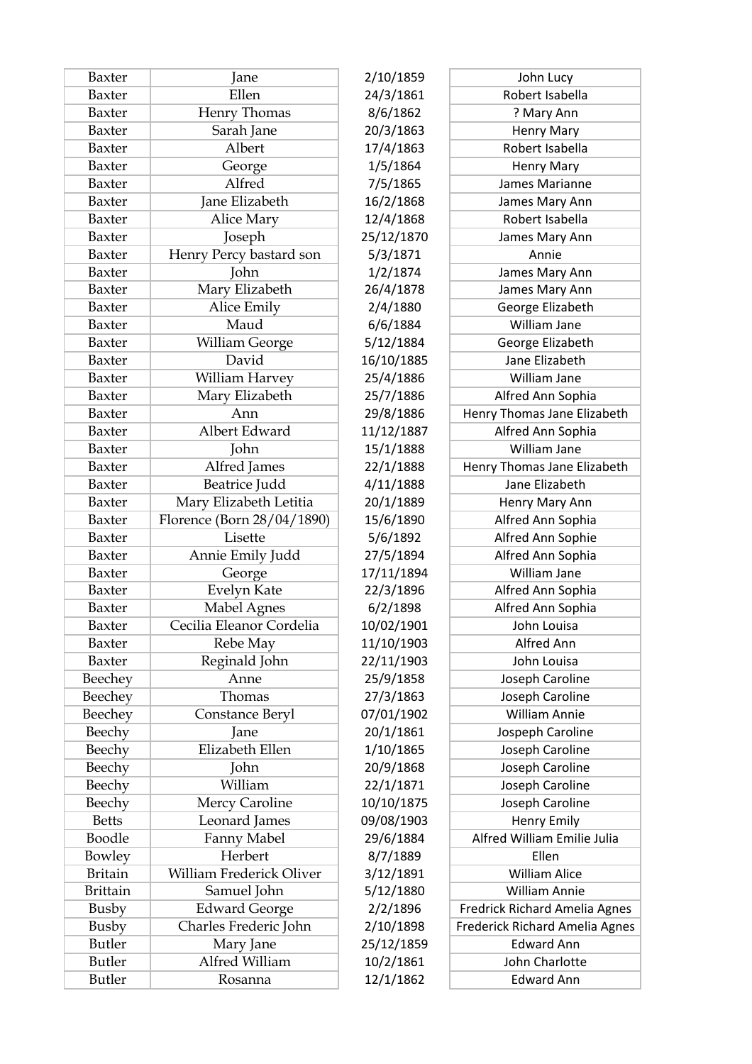| | | | |
|---|---|---|---|
| Baxter | Jane | 2/10/1859 | John Lucy |
| Baxter | Ellen | 24/3/1861 | Robert Isabella |
| Baxter | Henry Thomas | 8/6/1862 | ? Mary Ann |
| Baxter | Sarah Jane | 20/3/1863 | Henry Mary |
| Baxter | Albert | 17/4/1863 | Robert Isabella |
| Baxter | George | 1/5/1864 | Henry Mary |
| Baxter | Alfred | 7/5/1865 | James Marianne |
| Baxter | Jane Elizabeth | 16/2/1868 | James Mary Ann |
| Baxter | Alice Mary | 12/4/1868 | Robert Isabella |
| Baxter | Joseph | 25/12/1870 | James Mary Ann |
| Baxter | Henry Percy bastard son | 5/3/1871 | Annie |
| Baxter | John | 1/2/1874 | James Mary Ann |
| Baxter | Mary Elizabeth | 26/4/1878 | James Mary Ann |
| Baxter | Alice Emily | 2/4/1880 | George Elizabeth |
| Baxter | Maud | 6/6/1884 | William Jane |
| Baxter | William George | 5/12/1884 | George Elizabeth |
| Baxter | David | 16/10/1885 | Jane Elizabeth |
| Baxter | William Harvey | 25/4/1886 | William Jane |
| Baxter | Mary Elizabeth | 25/7/1886 | Alfred Ann Sophia |
| Baxter | Ann | 29/8/1886 | Henry Thomas Jane Elizabeth |
| Baxter | Albert Edward | 11/12/1887 | Alfred Ann Sophia |
| Baxter | John | 15/1/1888 | William Jane |
| Baxter | Alfred James | 22/1/1888 | Henry Thomas Jane Elizabeth |
| Baxter | Beatrice Judd | 4/11/1888 | Jane Elizabeth |
| Baxter | Mary Elizabeth Letitia | 20/1/1889 | Henry Mary Ann |
| Baxter | Florence (Born 28/04/1890) | 15/6/1890 | Alfred Ann Sophia |
| Baxter | Lisette | 5/6/1892 | Alfred Ann Sophie |
| Baxter | Annie Emily Judd | 27/5/1894 | Alfred Ann Sophia |
| Baxter | George | 17/11/1894 | William Jane |
| Baxter | Evelyn Kate | 22/3/1896 | Alfred Ann Sophia |
| Baxter | Mabel Agnes | 6/2/1898 | Alfred Ann Sophia |
| Baxter | Cecilia Eleanor Cordelia | 10/02/1901 | John Louisa |
| Baxter | Rebe May | 11/10/1903 | Alfred Ann |
| Baxter | Reginald John | 22/11/1903 | John Louisa |
| Beechey | Anne | 25/9/1858 | Joseph Caroline |
| Beechey | Thomas | 27/3/1863 | Joseph Caroline |
| Beechey | Constance Beryl | 07/01/1902 | William Annie |
| Beechy | Jane | 20/1/1861 | Jospeph Caroline |
| Beechy | Elizabeth Ellen | 1/10/1865 | Joseph Caroline |
| Beechy | John | 20/9/1868 | Joseph Caroline |
| Beechy | William | 22/1/1871 | Joseph Caroline |
| Beechy | Mercy Caroline | 10/10/1875 | Joseph Caroline |
| Betts | Leonard James | 09/08/1903 | Henry Emily |
| Boodle | Fanny Mabel | 29/6/1884 | Alfred William Emilie Julia |
| Bowley | Herbert | 8/7/1889 | Ellen |
| Britain | William Frederick Oliver | 3/12/1891 | William Alice |
| Brittain | Samuel John | 5/12/1880 | William Annie |
| Busby | Edward George | 2/2/1896 | Fredrick Richard Amelia Agnes |
| Busby | Charles Frederic John | 2/10/1898 | Frederick Richard Amelia Agnes |
| Butler | Mary Jane | 25/12/1859 | Edward Ann |
| Butler | Alfred William | 10/2/1861 | John Charlotte |
| Butler | Rosanna | 12/1/1862 | Edward Ann |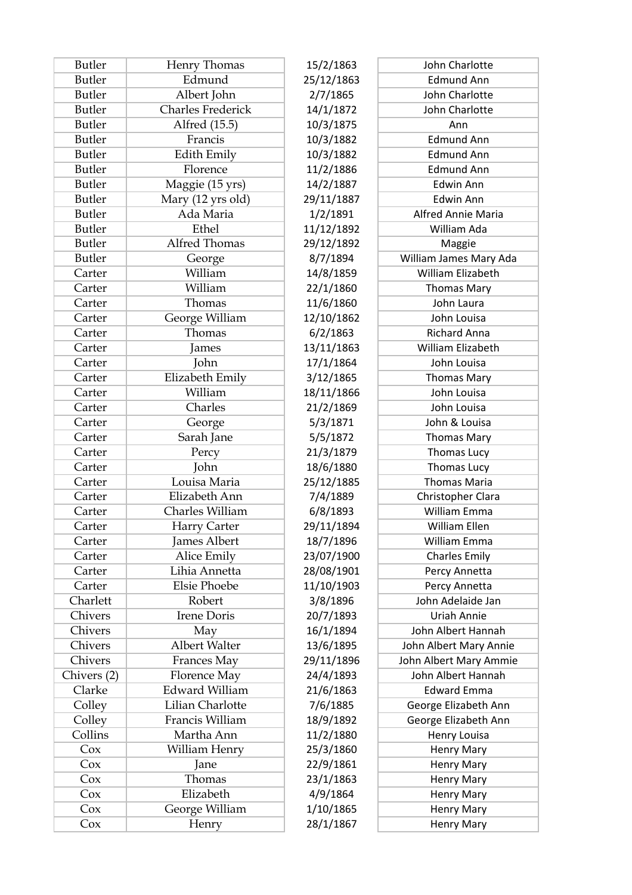| | | | |
|---|---|---|---|
| Butler | Henry Thomas | 15/2/1863 | John Charlotte |
| Butler | Edmund | 25/12/1863 | Edmund Ann |
| Butler | Albert John | 2/7/1865 | John Charlotte |
| Butler | Charles Frederick | 14/1/1872 | John Charlotte |
| Butler | Alfred (15.5) | 10/3/1875 | Ann |
| Butler | Francis | 10/3/1882 | Edmund Ann |
| Butler | Edith Emily | 10/3/1882 | Edmund Ann |
| Butler | Florence | 11/2/1886 | Edmund Ann |
| Butler | Maggie (15 yrs) | 14/2/1887 | Edwin Ann |
| Butler | Mary (12 yrs old) | 29/11/1887 | Edwin Ann |
| Butler | Ada Maria | 1/2/1891 | Alfred Annie Maria |
| Butler | Ethel | 11/12/1892 | William Ada |
| Butler | Alfred Thomas | 29/12/1892 | Maggie |
| Butler | George | 8/7/1894 | William James Mary Ada |
| Carter | William | 14/8/1859 | William Elizabeth |
| Carter | William | 22/1/1860 | Thomas Mary |
| Carter | Thomas | 11/6/1860 | John Laura |
| Carter | George William | 12/10/1862 | John Louisa |
| Carter | Thomas | 6/2/1863 | Richard Anna |
| Carter | James | 13/11/1863 | William Elizabeth |
| Carter | John | 17/1/1864 | John Louisa |
| Carter | Elizabeth Emily | 3/12/1865 | Thomas Mary |
| Carter | William | 18/11/1866 | John Louisa |
| Carter | Charles | 21/2/1869 | John Louisa |
| Carter | George | 5/3/1871 | John & Louisa |
| Carter | Sarah Jane | 5/5/1872 | Thomas Mary |
| Carter | Percy | 21/3/1879 | Thomas Lucy |
| Carter | John | 18/6/1880 | Thomas Lucy |
| Carter | Louisa Maria | 25/12/1885 | Thomas Maria |
| Carter | Elizabeth Ann | 7/4/1889 | Christopher Clara |
| Carter | Charles William | 6/8/1893 | William Emma |
| Carter | Harry Carter | 29/11/1894 | William Ellen |
| Carter | James Albert | 18/7/1896 | William Emma |
| Carter | Alice Emily | 23/07/1900 | Charles Emily |
| Carter | Lihia Annetta | 28/08/1901 | Percy Annetta |
| Carter | Elsie Phoebe | 11/10/1903 | Percy Annetta |
| Charlett | Robert | 3/8/1896 | John Adelaide Jan |
| Chivers | Irene Doris | 20/7/1893 | Uriah Annie |
| Chivers | May | 16/1/1894 | John Albert Hannah |
| Chivers | Albert Walter | 13/6/1895 | John Albert Mary Annie |
| Chivers | Frances May | 29/11/1896 | John Albert Mary Ammie |
| Chivers (2) | Florence May | 24/4/1893 | John Albert Hannah |
| Clarke | Edward William | 21/6/1863 | Edward Emma |
| Colley | Lilian Charlotte | 7/6/1885 | George Elizabeth Ann |
| Colley | Francis William | 18/9/1892 | George Elizabeth Ann |
| Collins | Martha Ann | 11/2/1880 | Henry Louisa |
| Cox | William Henry | 25/3/1860 | Henry Mary |
| Cox | Jane | 22/9/1861 | Henry Mary |
| Cox | Thomas | 23/1/1863 | Henry Mary |
| Cox | Elizabeth | 4/9/1864 | Henry Mary |
| Cox | George William | 1/10/1865 | Henry Mary |
| Cox | Henry | 28/1/1867 | Henry Mary |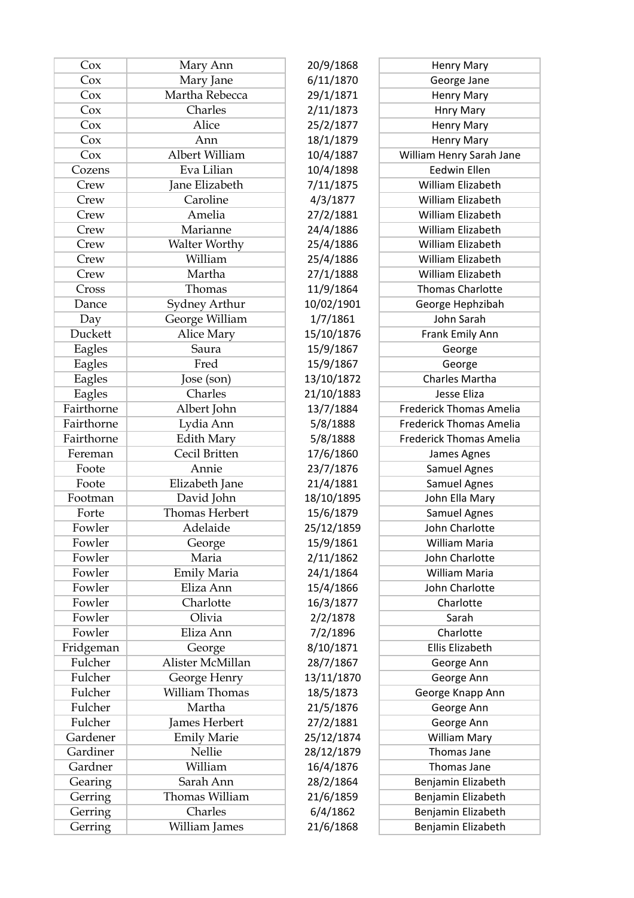| | | | |
|---|---|---|---|
| Cox | Mary Ann | 20/9/1868 | Henry Mary |
| Cox | Mary Jane | 6/11/1870 | George Jane |
| Cox | Martha Rebecca | 29/1/1871 | Henry Mary |
| Cox | Charles | 2/11/1873 | Hnry Mary |
| Cox | Alice | 25/2/1877 | Henry Mary |
| Cox | Ann | 18/1/1879 | Henry Mary |
| Cox | Albert William | 10/4/1887 | William Henry Sarah Jane |
| Cozens | Eva Lilian | 10/4/1898 | Eedwin Ellen |
| Crew | Jane Elizabeth | 7/11/1875 | William Elizabeth |
| Crew | Caroline | 4/3/1877 | William Elizabeth |
| Crew | Amelia | 27/2/1881 | William Elizabeth |
| Crew | Marianne | 24/4/1886 | William Elizabeth |
| Crew | Walter Worthy | 25/4/1886 | William Elizabeth |
| Crew | William | 25/4/1886 | William Elizabeth |
| Crew | Martha | 27/1/1888 | William Elizabeth |
| Cross | Thomas | 11/9/1864 | Thomas Charlotte |
| Dance | Sydney Arthur | 10/02/1901 | George Hephzibah |
| Day | George William | 1/7/1861 | John Sarah |
| Duckett | Alice Mary | 15/10/1876 | Frank Emily Ann |
| Eagles | Saura | 15/9/1867 | George |
| Eagles | Fred | 15/9/1867 | George |
| Eagles | Jose (son) | 13/10/1872 | Charles Martha |
| Eagles | Charles | 21/10/1883 | Jesse Eliza |
| Fairthorne | Albert John | 13/7/1884 | Frederick Thomas Amelia |
| Fairthorne | Lydia Ann | 5/8/1888 | Frederick Thomas Amelia |
| Fairthorne | Edith Mary | 5/8/1888 | Frederick Thomas Amelia |
| Fereman | Cecil Britten | 17/6/1860 | James Agnes |
| Foote | Annie | 23/7/1876 | Samuel Agnes |
| Foote | Elizabeth Jane | 21/4/1881 | Samuel Agnes |
| Footman | David John | 18/10/1895 | John Ella Mary |
| Forte | Thomas Herbert | 15/6/1879 | Samuel Agnes |
| Fowler | Adelaide | 25/12/1859 | John Charlotte |
| Fowler | George | 15/9/1861 | William Maria |
| Fowler | Maria | 2/11/1862 | John Charlotte |
| Fowler | Emily Maria | 24/1/1864 | William Maria |
| Fowler | Eliza Ann | 15/4/1866 | John Charlotte |
| Fowler | Charlotte | 16/3/1877 | Charlotte |
| Fowler | Olivia | 2/2/1878 | Sarah |
| Fowler | Eliza Ann | 7/2/1896 | Charlotte |
| Fridgeman | George | 8/10/1871 | Ellis Elizabeth |
| Fulcher | Alister McMillan | 28/7/1867 | George Ann |
| Fulcher | George Henry | 13/11/1870 | George Ann |
| Fulcher | William Thomas | 18/5/1873 | George Knapp Ann |
| Fulcher | Martha | 21/5/1876 | George Ann |
| Fulcher | James Herbert | 27/2/1881 | George Ann |
| Gardener | Emily Marie | 25/12/1874 | William Mary |
| Gardiner | Nellie | 28/12/1879 | Thomas Jane |
| Gardner | William | 16/4/1876 | Thomas Jane |
| Gearing | Sarah Ann | 28/2/1864 | Benjamin Elizabeth |
| Gerring | Thomas William | 21/6/1859 | Benjamin Elizabeth |
| Gerring | Charles | 6/4/1862 | Benjamin Elizabeth |
| Gerring | William James | 21/6/1868 | Benjamin Elizabeth |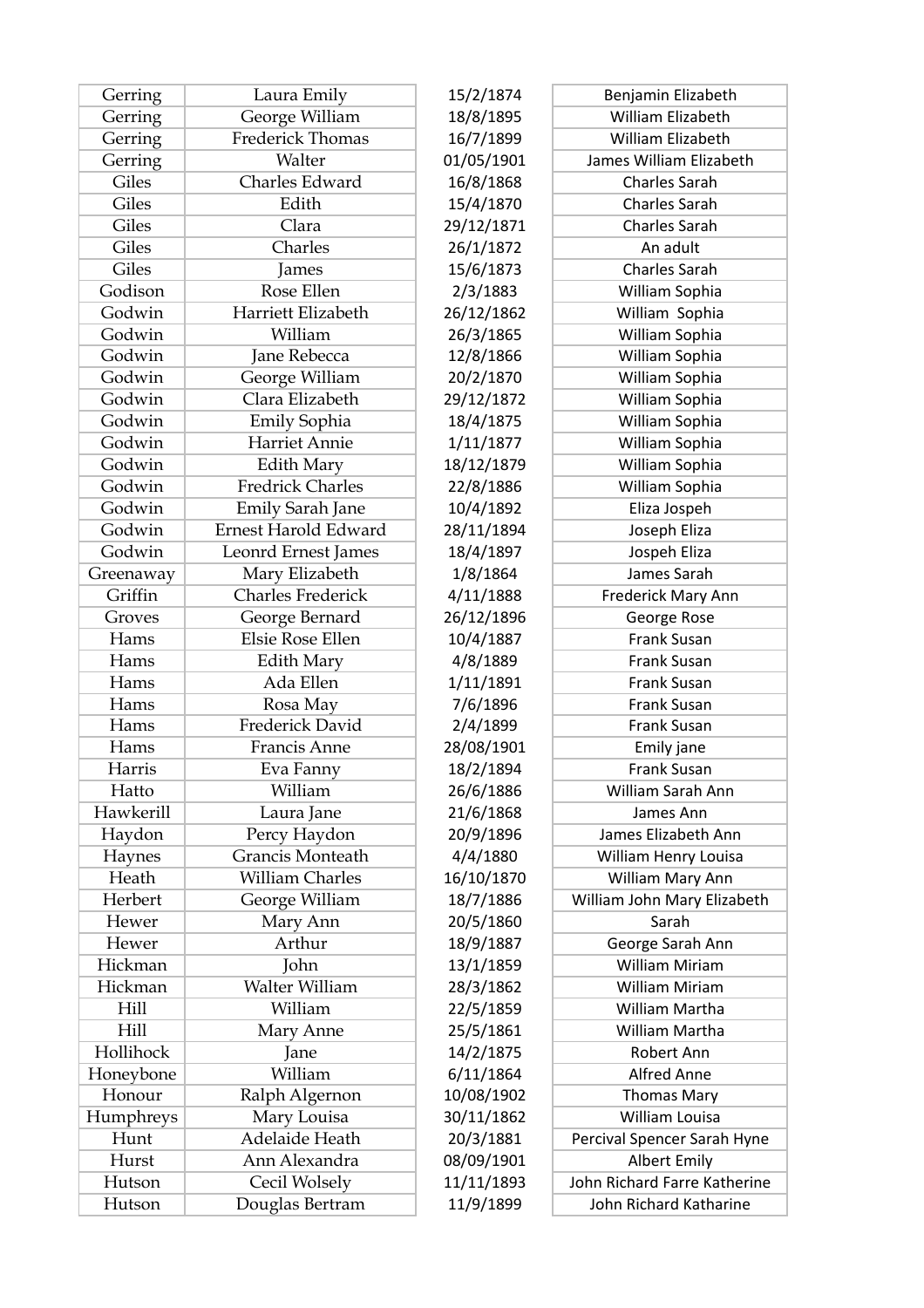| | | | |
|---|---|---|---|
| Gerring | Laura Emily | 15/2/1874 | Benjamin Elizabeth |
| Gerring | George William | 18/8/1895 | William Elizabeth |
| Gerring | Frederick Thomas | 16/7/1899 | William Elizabeth |
| Gerring | Walter | 01/05/1901 | James William Elizabeth |
| Giles | Charles Edward | 16/8/1868 | Charles Sarah |
| Giles | Edith | 15/4/1870 | Charles Sarah |
| Giles | Clara | 29/12/1871 | Charles Sarah |
| Giles | Charles | 26/1/1872 | An adult |
| Giles | James | 15/6/1873 | Charles Sarah |
| Godison | Rose Ellen | 2/3/1883 | William Sophia |
| Godwin | Harriett Elizabeth | 26/12/1862 | William  Sophia |
| Godwin | William | 26/3/1865 | William Sophia |
| Godwin | Jane Rebecca | 12/8/1866 | William Sophia |
| Godwin | George William | 20/2/1870 | William Sophia |
| Godwin | Clara Elizabeth | 29/12/1872 | William Sophia |
| Godwin | Emily Sophia | 18/4/1875 | William Sophia |
| Godwin | Harriet Annie | 1/11/1877 | William Sophia |
| Godwin | Edith Mary | 18/12/1879 | William Sophia |
| Godwin | Fredrick Charles | 22/8/1886 | William Sophia |
| Godwin | Emily Sarah Jane | 10/4/1892 | Eliza Jospeh |
| Godwin | Ernest Harold Edward | 28/11/1894 | Joseph Eliza |
| Godwin | Leonrd Ernest James | 18/4/1897 | Jospeh Eliza |
| Greenaway | Mary Elizabeth | 1/8/1864 | James Sarah |
| Griffin | Charles Frederick | 4/11/1888 | Frederick Mary Ann |
| Groves | George Bernard | 26/12/1896 | George Rose |
| Hams | Elsie Rose Ellen | 10/4/1887 | Frank Susan |
| Hams | Edith Mary | 4/8/1889 | Frank Susan |
| Hams | Ada Ellen | 1/11/1891 | Frank Susan |
| Hams | Rosa May | 7/6/1896 | Frank Susan |
| Hams | Frederick David | 2/4/1899 | Frank Susan |
| Hams | Francis Anne | 28/08/1901 | Emily jane |
| Harris | Eva Fanny | 18/2/1894 | Frank Susan |
| Hatto | William | 26/6/1886 | William Sarah Ann |
| Hawkerill | Laura Jane | 21/6/1868 | James Ann |
| Haydon | Percy Haydon | 20/9/1896 | James Elizabeth Ann |
| Haynes | Grancis Monteath | 4/4/1880 | William Henry Louisa |
| Heath | William Charles | 16/10/1870 | William Mary Ann |
| Herbert | George William | 18/7/1886 | William John Mary Elizabeth |
| Hewer | Mary Ann | 20/5/1860 | Sarah |
| Hewer | Arthur | 18/9/1887 | George Sarah Ann |
| Hickman | John | 13/1/1859 | William Miriam |
| Hickman | Walter William | 28/3/1862 | William Miriam |
| Hill | William | 22/5/1859 | William Martha |
| Hill | Mary Anne | 25/5/1861 | William Martha |
| Hollihock | Jane | 14/2/1875 | Robert Ann |
| Honeybone | William | 6/11/1864 | Alfred Anne |
| Honour | Ralph Algernon | 10/08/1902 | Thomas Mary |
| Humphreys | Mary Louisa | 30/11/1862 | William Louisa |
| Hunt | Adelaide Heath | 20/3/1881 | Percival Spencer Sarah Hyne |
| Hurst | Ann Alexandra | 08/09/1901 | Albert Emily |
| Hutson | Cecil Wolsely | 11/11/1893 | John Richard Farre Katherine |
| Hutson | Douglas Bertram | 11/9/1899 | John Richard Katharine |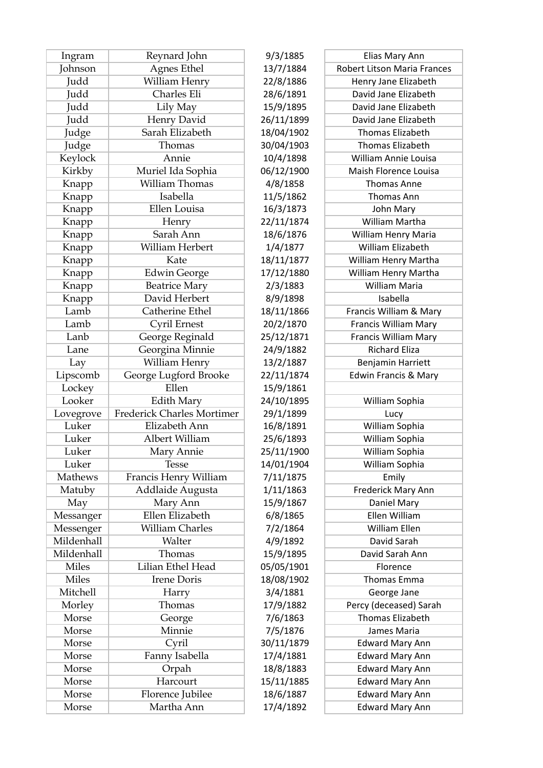| Ingram | Reynard John | 9/3/1885 | Elias Mary Ann |
|---|---|---|---|
| Johnson | Agnes Ethel | 13/7/1884 | Robert Litson Maria Frances |
| Judd | William Henry | 22/8/1886 | Henry Jane Elizabeth |
| Judd | Charles Eli | 28/6/1891 | David Jane Elizabeth |
| Judd | Lily May | 15/9/1895 | David Jane Elizabeth |
| Judd | Henry David | 26/11/1899 | David Jane Elizabeth |
| Judge | Sarah Elizabeth | 18/04/1902 | Thomas Elizabeth |
| Judge | Thomas | 30/04/1903 | Thomas Elizabeth |
| Keylock | Annie | 10/4/1898 | William Annie Louisa |
| Kirkby | Muriel Ida Sophia | 06/12/1900 | Maish Florence Louisa |
| Knapp | William Thomas | 4/8/1858 | Thomas Anne |
| Knapp | Isabella | 11/5/1862 | Thomas Ann |
| Knapp | Ellen Louisa | 16/3/1873 | John Mary |
| Knapp | Henry | 22/11/1874 | William Martha |
| Knapp | Sarah Ann | 18/6/1876 | William Henry Maria |
| Knapp | William Herbert | 1/4/1877 | William Elizabeth |
| Knapp | Kate | 18/11/1877 | William Henry Martha |
| Knapp | Edwin George | 17/12/1880 | William Henry Martha |
| Knapp | Beatrice Mary | 2/3/1883 | William Maria |
| Knapp | David Herbert | 8/9/1898 | Isabella |
| Lamb | Catherine Ethel | 18/11/1866 | Francis William & Mary |
| Lamb | Cyril Ernest | 20/2/1870 | Francis William Mary |
| Lanb | George Reginald | 25/12/1871 | Francis William Mary |
| Lane | Georgina Minnie | 24/9/1882 | Richard Eliza |
| Lay | William Henry | 13/2/1887 | Benjamin Harriett |
| Lipscomb | George Lugford Brooke | 22/11/1874 | Edwin Francis & Mary |
| Lockey | Ellen | 15/9/1861 | |
| Looker | Edith Mary | 24/10/1895 | William Sophia |
| Lovegrove | Frederick Charles Mortimer | 29/1/1899 | Lucy |
| Luker | Elizabeth Ann | 16/8/1891 | William Sophia |
| Luker | Albert William | 25/6/1893 | William Sophia |
| Luker | Mary Annie | 25/11/1900 | William Sophia |
| Luker | Tesse | 14/01/1904 | William Sophia |
| Mathews | Francis Henry William | 7/11/1875 | Emily |
| Matuby | Addlaide Augusta | 1/11/1863 | Frederick Mary Ann |
| May | Mary Ann | 15/9/1867 | Daniel Mary |
| Messanger | Ellen Elizabeth | 6/8/1865 | Ellen William |
| Messenger | William Charles | 7/2/1864 | William Ellen |
| Mildenhall | Walter | 4/9/1892 | David Sarah |
| Mildenhall | Thomas | 15/9/1895 | David Sarah Ann |
| Miles | Lilian Ethel Head | 05/05/1901 | Florence |
| Miles | Irene Doris | 18/08/1902 | Thomas Emma |
| Mitchell | Harry | 3/4/1881 | George Jane |
| Morley | Thomas | 17/9/1882 | Percy (deceased) Sarah |
| Morse | George | 7/6/1863 | Thomas Elizabeth |
| Morse | Minnie | 7/5/1876 | James Maria |
| Morse | Cyril | 30/11/1879 | Edward Mary Ann |
| Morse | Fanny Isabella | 17/4/1881 | Edward Mary Ann |
| Morse | Orpah | 18/8/1883 | Edward Mary Ann |
| Morse | Harcourt | 15/11/1885 | Edward Mary Ann |
| Morse | Florence Jubilee | 18/6/1887 | Edward Mary Ann |
| Morse | Martha Ann | 17/4/1892 | Edward Mary Ann |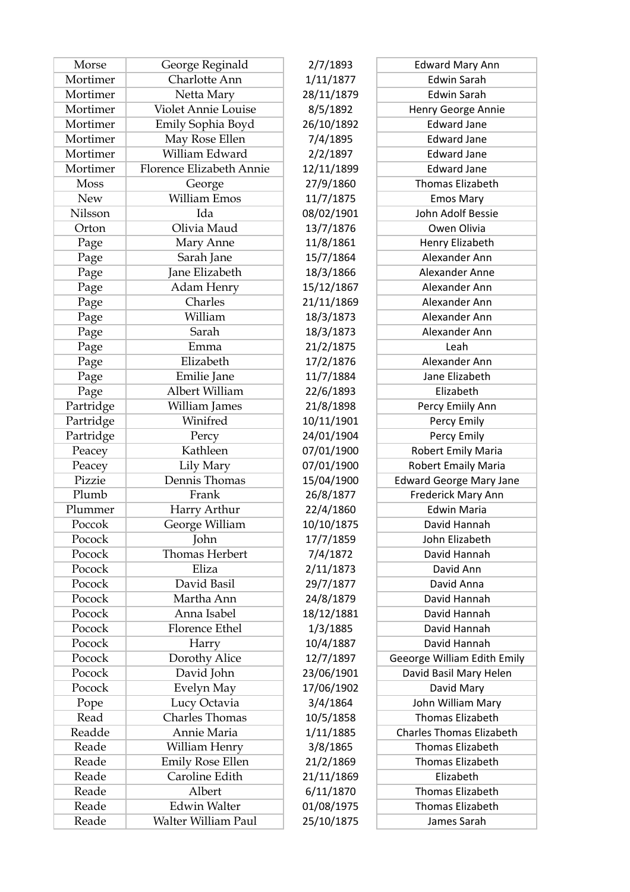| Morse | George Reginald | 2/7/1893 | Edward Mary Ann |
|---|---|---|---|
| Mortimer | Charlotte Ann | 1/11/1877 | Edwin Sarah |
| Mortimer | Netta Mary | 28/11/1879 | Edwin Sarah |
| Mortimer | Violet Annie Louise | 8/5/1892 | Henry George Annie |
| Mortimer | Emily Sophia Boyd | 26/10/1892 | Edward Jane |
| Mortimer | May Rose Ellen | 7/4/1895 | Edward Jane |
| Mortimer | William Edward | 2/2/1897 | Edward Jane |
| Mortimer | Florence Elizabeth Annie | 12/11/1899 | Edward Jane |
| Moss | George | 27/9/1860 | Thomas Elizabeth |
| New | William Emos | 11/7/1875 | Emos Mary |
| Nilsson | Ida | 08/02/1901 | John Adolf Bessie |
| Orton | Olivia Maud | 13/7/1876 | Owen Olivia |
| Page | Mary Anne | 11/8/1861 | Henry Elizabeth |
| Page | Sarah Jane | 15/7/1864 | Alexander Ann |
| Page | Jane Elizabeth | 18/3/1866 | Alexander Anne |
| Page | Adam Henry | 15/12/1867 | Alexander Ann |
| Page | Charles | 21/11/1869 | Alexander Ann |
| Page | William | 18/3/1873 | Alexander Ann |
| Page | Sarah | 18/3/1873 | Alexander Ann |
| Page | Emma | 21/2/1875 | Leah |
| Page | Elizabeth | 17/2/1876 | Alexander Ann |
| Page | Emilie Jane | 11/7/1884 | Jane Elizabeth |
| Page | Albert William | 22/6/1893 | Elizabeth |
| Partridge | William James | 21/8/1898 | Percy Emiily Ann |
| Partridge | Winifred | 10/11/1901 | Percy Emily |
| Partridge | Percy | 24/01/1904 | Percy Emily |
| Peacey | Kathleen | 07/01/1900 | Robert Emily Maria |
| Peacey | Lily Mary | 07/01/1900 | Robert Emaily Maria |
| Pizzie | Dennis Thomas | 15/04/1900 | Edward George Mary Jane |
| Plumb | Frank | 26/8/1877 | Frederick Mary Ann |
| Plummer | Harry Arthur | 22/4/1860 | Edwin Maria |
| Pocock | George William | 10/10/1875 | David Hannah |
| Pocock | John | 17/7/1859 | John Elizabeth |
| Pocock | Thomas Herbert | 7/4/1872 | David Hannah |
| Pocock | Eliza | 2/11/1873 | David Ann |
| Pocock | David Basil | 29/7/1877 | David Anna |
| Pocock | Martha Ann | 24/8/1879 | David Hannah |
| Pocock | Anna Isabel | 18/12/1881 | David Hannah |
| Pocock | Florence Ethel | 1/3/1885 | David Hannah |
| Pocock | Harry | 10/4/1887 | David Hannah |
| Pocock | Dorothy Alice | 12/7/1897 | Geeorge William Edith Emily |
| Pocock | David John | 23/06/1901 | David Basil Mary Helen |
| Pocock | Evelyn May | 17/06/1902 | David Mary |
| Pope | Lucy Octavia | 3/4/1864 | John William Mary |
| Read | Charles Thomas | 10/5/1858 | Thomas Elizabeth |
| Readde | Annie Maria | 1/11/1885 | Charles Thomas Elizabeth |
| Reade | William Henry | 3/8/1865 | Thomas Elizabeth |
| Reade | Emily Rose Ellen | 21/2/1869 | Thomas Elizabeth |
| Reade | Caroline Edith | 21/11/1869 | Elizabeth |
| Reade | Albert | 6/11/1870 | Thomas Elizabeth |
| Reade | Edwin Walter | 01/08/1975 | Thomas Elizabeth |
| Reade | Walter William Paul | 25/10/1875 | James Sarah |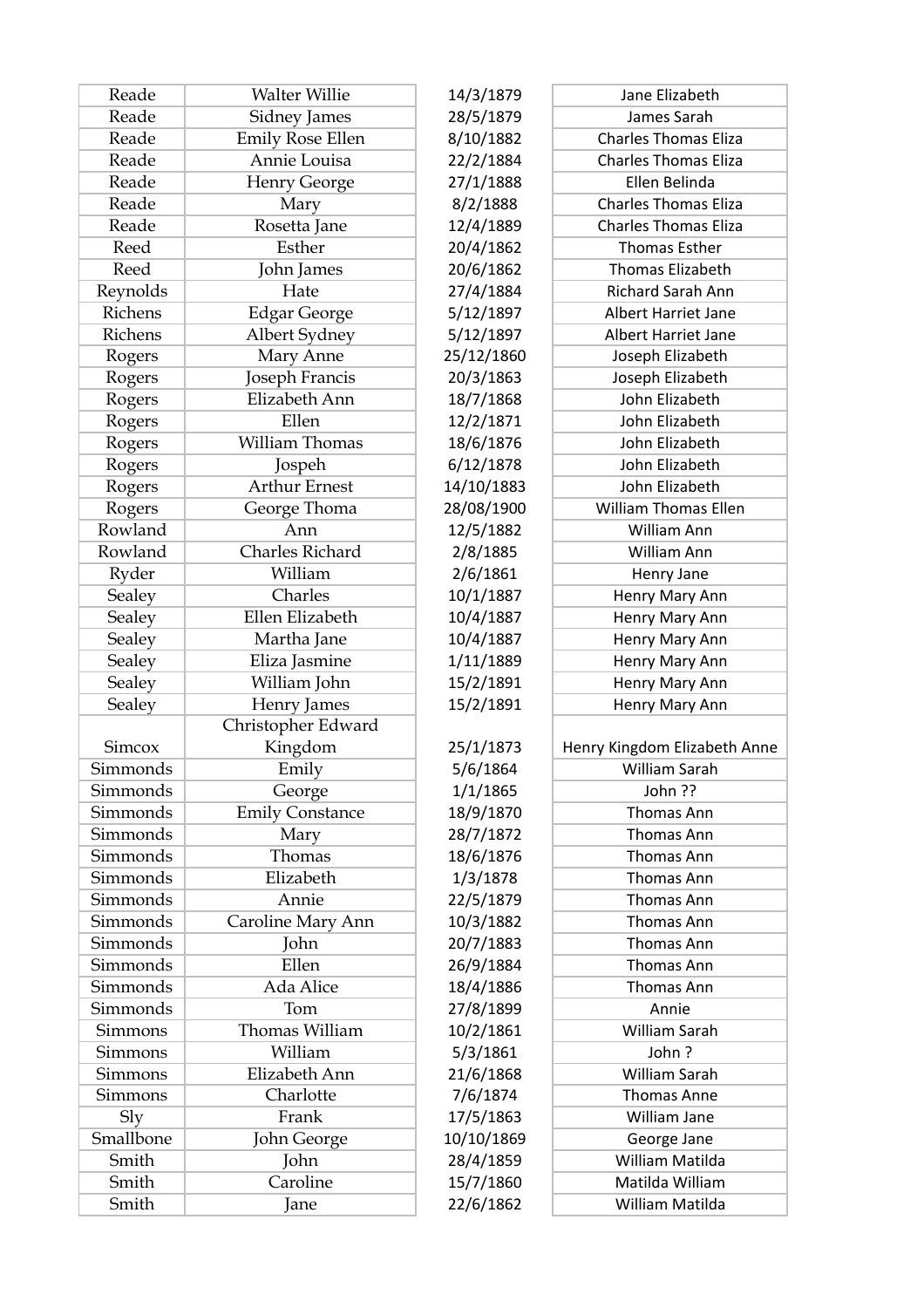| Reade | Walter Willie | 14/3/1879 | Jane Elizabeth |
|---|---|---|---|
| Reade | Sidney James | 28/5/1879 | James Sarah |
| Reade | Emily Rose Ellen | 8/10/1882 | Charles Thomas Eliza |
| Reade | Annie Louisa | 22/2/1884 | Charles Thomas Eliza |
| Reade | Henry George | 27/1/1888 | Ellen Belinda |
| Reade | Mary | 8/2/1888 | Charles Thomas Eliza |
| Reade | Rosetta Jane | 12/4/1889 | Charles Thomas Eliza |
| Reed | Esther | 20/4/1862 | Thomas Esther |
| Reed | John James | 20/6/1862 | Thomas Elizabeth |
| Reynolds | Hate | 27/4/1884 | Richard Sarah Ann |
| Richens | Edgar George | 5/12/1897 | Albert Harriet Jane |
| Richens | Albert Sydney | 5/12/1897 | Albert Harriet Jane |
| Rogers | Mary Anne | 25/12/1860 | Joseph Elizabeth |
| Rogers | Joseph Francis | 20/3/1863 | Joseph Elizabeth |
| Rogers | Elizabeth Ann | 18/7/1868 | John Elizabeth |
| Rogers | Ellen | 12/2/1871 | John Elizabeth |
| Rogers | William Thomas | 18/6/1876 | John Elizabeth |
| Rogers | Jospeh | 6/12/1878 | John Elizabeth |
| Rogers | Arthur Ernest | 14/10/1883 | John Elizabeth |
| Rogers | George Thoma | 28/08/1900 | William Thomas Ellen |
| Rowland | Ann | 12/5/1882 | William Ann |
| Rowland | Charles Richard | 2/8/1885 | William Ann |
| Ryder | William | 2/6/1861 | Henry Jane |
| Sealey | Charles | 10/1/1887 | Henry Mary Ann |
| Sealey | Ellen Elizabeth | 10/4/1887 | Henry Mary Ann |
| Sealey | Martha Jane | 10/4/1887 | Henry Mary Ann |
| Sealey | Eliza Jasmine | 1/11/1889 | Henry Mary Ann |
| Sealey | William John | 15/2/1891 | Henry Mary Ann |
| Sealey | Henry James | 15/2/1891 | Henry Mary Ann |
| Simcox | Christopher Edward Kingdom | 25/1/1873 | Henry Kingdom Elizabeth Anne |
| Simmonds | Emily | 5/6/1864 | William Sarah |
| Simmonds | George | 1/1/1865 | John ?? |
| Simmonds | Emily Constance | 18/9/1870 | Thomas Ann |
| Simmonds | Mary | 28/7/1872 | Thomas Ann |
| Simmonds | Thomas | 18/6/1876 | Thomas Ann |
| Simmonds | Elizabeth | 1/3/1878 | Thomas Ann |
| Simmonds | Annie | 22/5/1879 | Thomas Ann |
| Simmonds | Caroline Mary Ann | 10/3/1882 | Thomas Ann |
| Simmonds | John | 20/7/1883 | Thomas Ann |
| Simmonds | Ellen | 26/9/1884 | Thomas Ann |
| Simmonds | Ada Alice | 18/4/1886 | Thomas Ann |
| Simmonds | Tom | 27/8/1899 | Annie |
| Simmons | Thomas William | 10/2/1861 | William Sarah |
| Simmons | William | 5/3/1861 | John ? |
| Simmons | Elizabeth Ann | 21/6/1868 | William Sarah |
| Simmons | Charlotte | 7/6/1874 | Thomas Anne |
| Sly | Frank | 17/5/1863 | William Jane |
| Smallbone | John George | 10/10/1869 | George Jane |
| Smith | John | 28/4/1859 | William Matilda |
| Smith | Caroline | 15/7/1860 | Matilda William |
| Smith | Jane | 22/6/1862 | William Matilda |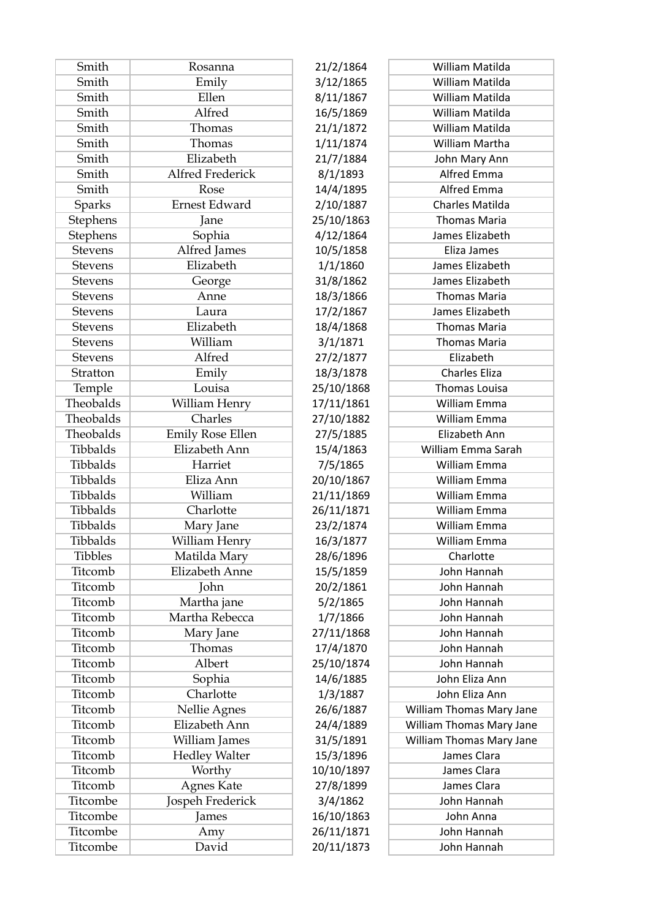| Smith | Rosanna | 21/2/1864 | William Matilda |
|---|---|---|---|
| Smith | Emily | 3/12/1865 | William Matilda |
| Smith | Ellen | 8/11/1867 | William Matilda |
| Smith | Alfred | 16/5/1869 | William Matilda |
| Smith | Thomas | 21/1/1872 | William Matilda |
| Smith | Thomas | 1/11/1874 | William Martha |
| Smith | Elizabeth | 21/7/1884 | John Mary Ann |
| Smith | Alfred Frederick | 8/1/1893 | Alfred Emma |
| Smith | Rose | 14/4/1895 | Alfred Emma |
| Sparks | Ernest Edward | 2/10/1887 | Charles Matilda |
| Stephens | Jane | 25/10/1863 | Thomas Maria |
| Stephens | Sophia | 4/12/1864 | James Elizabeth |
| Stevens | Alfred James | 10/5/1858 | Eliza James |
| Stevens | Elizabeth | 1/1/1860 | James Elizabeth |
| Stevens | George | 31/8/1862 | James Elizabeth |
| Stevens | Anne | 18/3/1866 | Thomas Maria |
| Stevens | Laura | 17/2/1867 | James Elizabeth |
| Stevens | Elizabeth | 18/4/1868 | Thomas Maria |
| Stevens | William | 3/1/1871 | Thomas Maria |
| Stevens | Alfred | 27/2/1877 | Elizabeth |
| Stratton | Emily | 18/3/1878 | Charles Eliza |
| Temple | Louisa | 25/10/1868 | Thomas Louisa |
| Theobalds | William Henry | 17/11/1861 | William Emma |
| Theobalds | Charles | 27/10/1882 | William Emma |
| Theobalds | Emily Rose Ellen | 27/5/1885 | Elizabeth Ann |
| Tibbalds | Elizabeth Ann | 15/4/1863 | William Emma Sarah |
| Tibbalds | Harriet | 7/5/1865 | William Emma |
| Tibbalds | Eliza Ann | 20/10/1867 | William Emma |
| Tibbalds | William | 21/11/1869 | William Emma |
| Tibbalds | Charlotte | 26/11/1871 | William Emma |
| Tibbalds | Mary Jane | 23/2/1874 | William Emma |
| Tibbalds | William Henry | 16/3/1877 | William Emma |
| Tibbles | Matilda Mary | 28/6/1896 | Charlotte |
| Titcomb | Elizabeth Anne | 15/5/1859 | John Hannah |
| Titcomb | John | 20/2/1861 | John Hannah |
| Titcomb | Martha jane | 5/2/1865 | John Hannah |
| Titcomb | Martha Rebecca | 1/7/1866 | John Hannah |
| Titcomb | Mary Jane | 27/11/1868 | John Hannah |
| Titcomb | Thomas | 17/4/1870 | John Hannah |
| Titcomb | Albert | 25/10/1874 | John Hannah |
| Titcomb | Sophia | 14/6/1885 | John Eliza Ann |
| Titcomb | Charlotte | 1/3/1887 | John Eliza Ann |
| Titcomb | Nellie Agnes | 26/6/1887 | William Thomas Mary Jane |
| Titcomb | Elizabeth Ann | 24/4/1889 | William Thomas Mary Jane |
| Titcomb | William James | 31/5/1891 | William Thomas Mary Jane |
| Titcomb | Hedley Walter | 15/3/1896 | James Clara |
| Titcomb | Worthy | 10/10/1897 | James Clara |
| Titcomb | Agnes Kate | 27/8/1899 | James Clara |
| Titcombe | Jospeh Frederick | 3/4/1862 | John Hannah |
| Titcombe | James | 16/10/1863 | John Anna |
| Titcombe | Amy | 26/11/1871 | John Hannah |
| Titcombe | David | 20/11/1873 | John Hannah |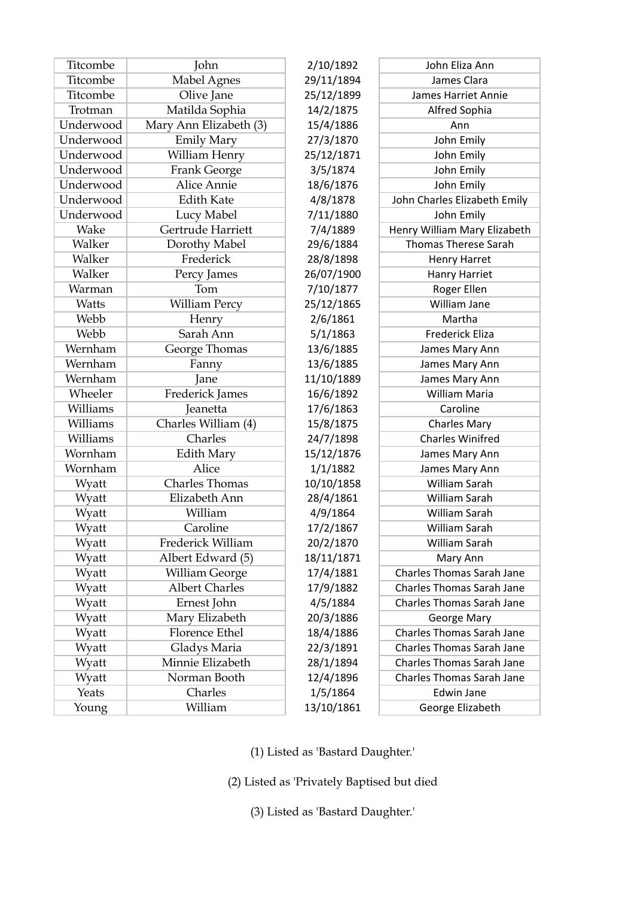| Titcombe | John | 2/10/1892 | John Eliza Ann |
|---|---|---|---|
| Titcombe | Mabel Agnes | 29/11/1894 | James Clara |
| Titcombe | Olive Jane | 25/12/1899 | James Harriet Annie |
| Trotman | Matilda Sophia | 14/2/1875 | Alfred Sophia |
| Underwood | Mary Ann Elizabeth (3) | 15/4/1886 | Ann |
| Underwood | Emily Mary | 27/3/1870 | John Emily |
| Underwood | William Henry | 25/12/1871 | John Emily |
| Underwood | Frank George | 3/5/1874 | John Emily |
| Underwood | Alice Annie | 18/6/1876 | John Emily |
| Underwood | Edith Kate | 4/8/1878 | John Charles Elizabeth Emily |
| Underwood | Lucy Mabel | 7/11/1880 | John Emily |
| Wake | Gertrude Harriett | 7/4/1889 | Henry William Mary Elizabeth |
| Walker | Dorothy Mabel | 29/6/1884 | Thomas Therese Sarah |
| Walker | Frederick | 28/8/1898 | Henry Harret |
| Walker | Percy James | 26/07/1900 | Hanry Harriet |
| Warman | Tom | 7/10/1877 | Roger Ellen |
| Watts | William Percy | 25/12/1865 | William Jane |
| Webb | Henry | 2/6/1861 | Martha |
| Webb | Sarah Ann | 5/1/1863 | Frederick Eliza |
| Wernham | George Thomas | 13/6/1885 | James Mary Ann |
| Wernham | Fanny | 13/6/1885 | James Mary Ann |
| Wernham | Jane | 11/10/1889 | James Mary Ann |
| Wheeler | Frederick James | 16/6/1892 | William Maria |
| Williams | Jeanetta | 17/6/1863 | Caroline |
| Williams | Charles William (4) | 15/8/1875 | Charles Mary |
| Williams | Charles | 24/7/1898 | Charles Winifred |
| Wornham | Edith Mary | 15/12/1876 | James Mary Ann |
| Wornham | Alice | 1/1/1882 | James Mary Ann |
| Wyatt | Charles Thomas | 10/10/1858 | William Sarah |
| Wyatt | Elizabeth Ann | 28/4/1861 | William Sarah |
| Wyatt | William | 4/9/1864 | William Sarah |
| Wyatt | Caroline | 17/2/1867 | William Sarah |
| Wyatt | Frederick William | 20/2/1870 | William Sarah |
| Wyatt | Albert Edward (5) | 18/11/1871 | Mary Ann |
| Wyatt | William George | 17/4/1881 | Charles Thomas Sarah Jane |
| Wyatt | Albert Charles | 17/9/1882 | Charles Thomas Sarah Jane |
| Wyatt | Ernest John | 4/5/1884 | Charles Thomas Sarah Jane |
| Wyatt | Mary Elizabeth | 20/3/1886 | George Mary |
| Wyatt | Florence Ethel | 18/4/1886 | Charles Thomas Sarah Jane |
| Wyatt | Gladys Maria | 22/3/1891 | Charles Thomas Sarah Jane |
| Wyatt | Minnie Elizabeth | 28/1/1894 | Charles Thomas Sarah Jane |
| Wyatt | Norman Booth | 12/4/1896 | Charles Thomas Sarah Jane |
| Yeats | Charles | 1/5/1864 | Edwin Jane |
| Young | William | 13/10/1861 | George Elizabeth |

(1) Listed as 'Bastard Daughter.'

(2) Listed as 'Privately Baptised but died

(3) Listed as 'Bastard Daughter.'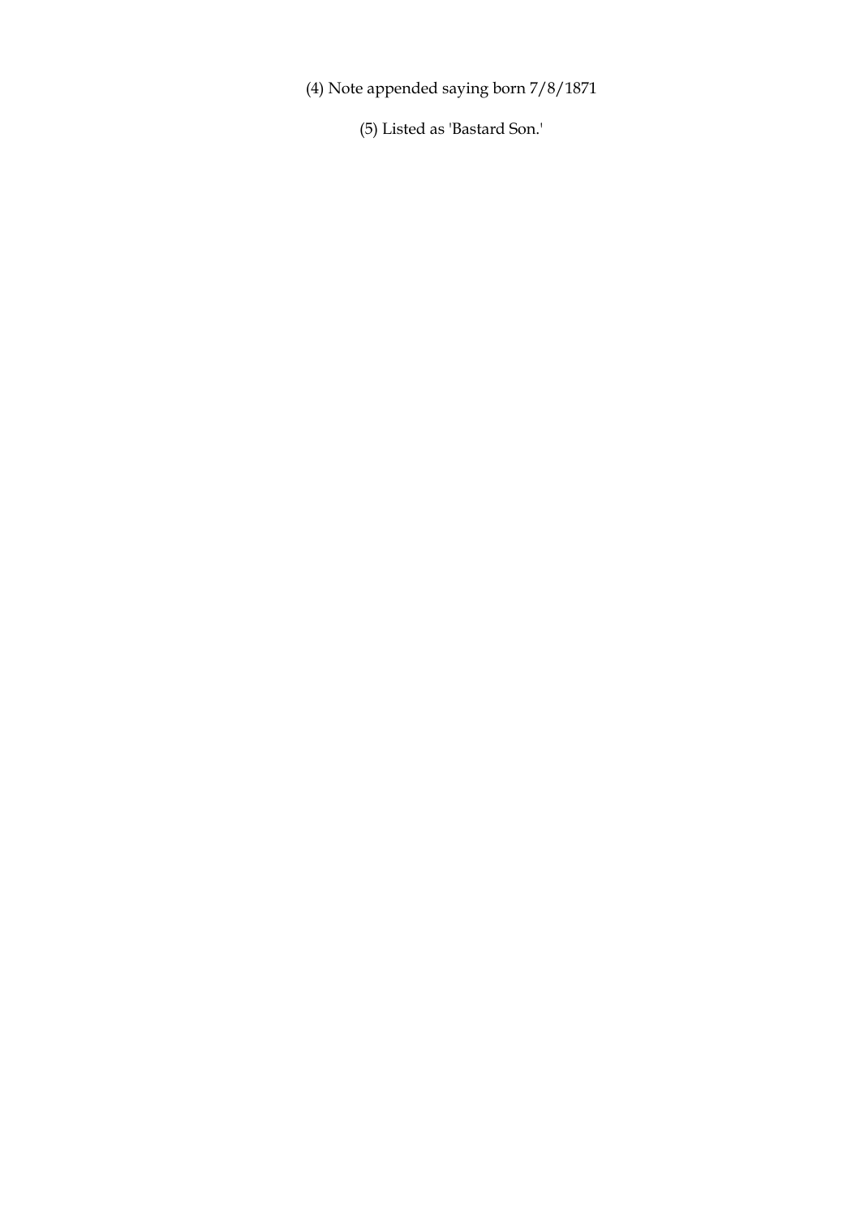(4) Note appended saying born 7/8/1871

(5) Listed as 'Bastard Son.'